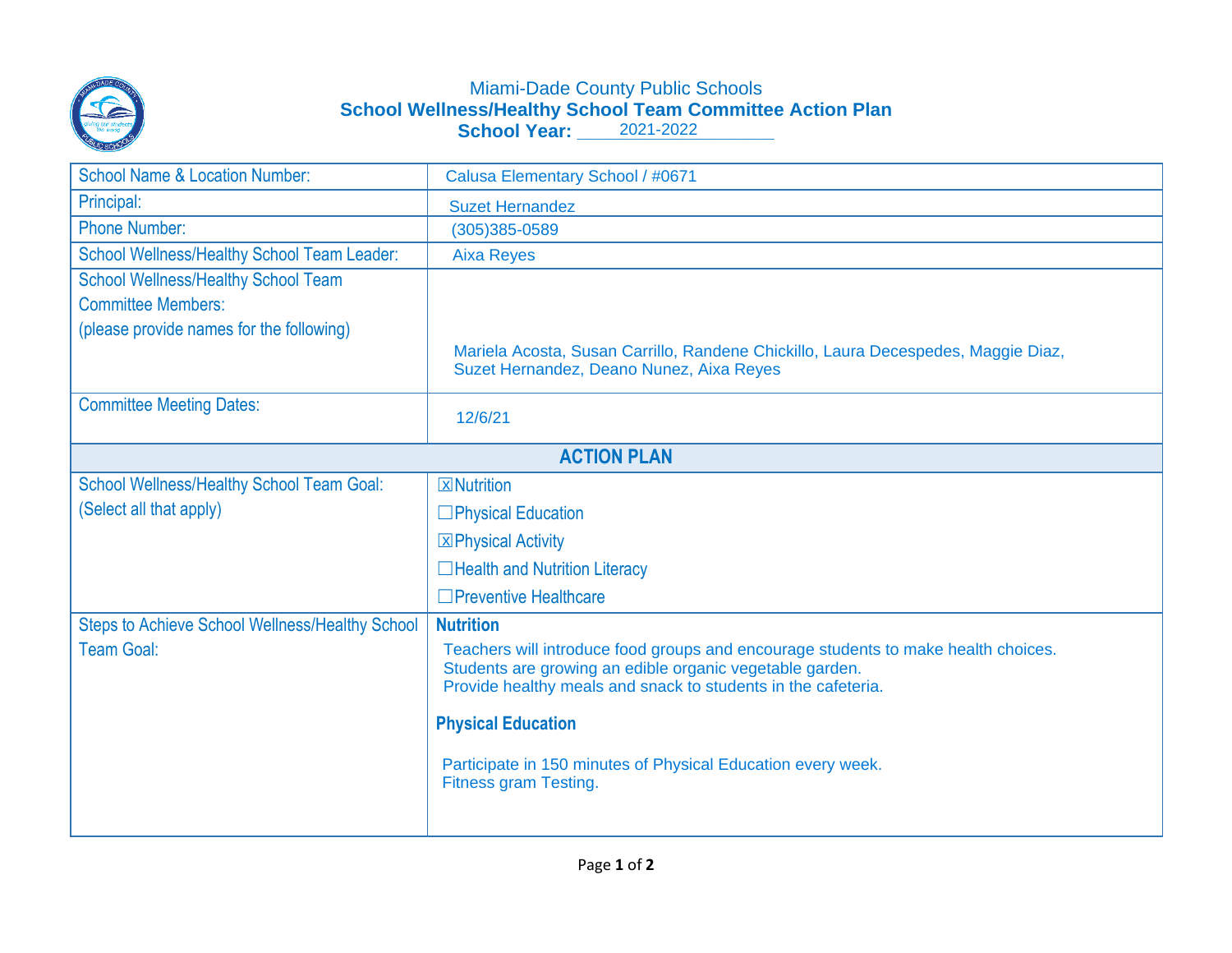# Miami-Dade County Public Schools

## School Wellness/Healthy School Team Committee Action Plan

**School Year:** 2021-2022

| | |
|---|---|
| School Name & Location Number: | Calusa Elementary School / #0671 |
| Principal: | Suzet Hernandez |
| Phone Number: | (305)385-0589 |
| School Wellness/Healthy School Team Leader: | Aixa Reyes |
| School Wellness/Healthy School Team Committee Members: (please provide names for the following) | Mariela Acosta, Susan Carrillo, Randene Chickillo, Laura Decespedes, Maggie Diaz, Suzet Hernandez, Deano Nunez, Aixa Reyes |
| Committee Meeting Dates: | 12/6/21 |
| **ACTION PLAN** | |
| School Wellness/Healthy School Team Goal: (Select all that apply) | ☒Nutrition<br>☐Physical Education<br>☒Physical Activity<br>☐Health and Nutrition Literacy<br>☐Preventive Healthcare |
| Steps to Achieve School Wellness/Healthy School Team Goal: | **Nutrition**<br>Teachers will introduce food groups and encourage students to make health choices.<br>Students are growing an edible organic vegetable garden.<br>Provide healthy meals and snack to students in the cafeteria.<br><br>**Physical Education**<br>Participate in 150 minutes of Physical Education every week.<br>Fitness gram Testing. |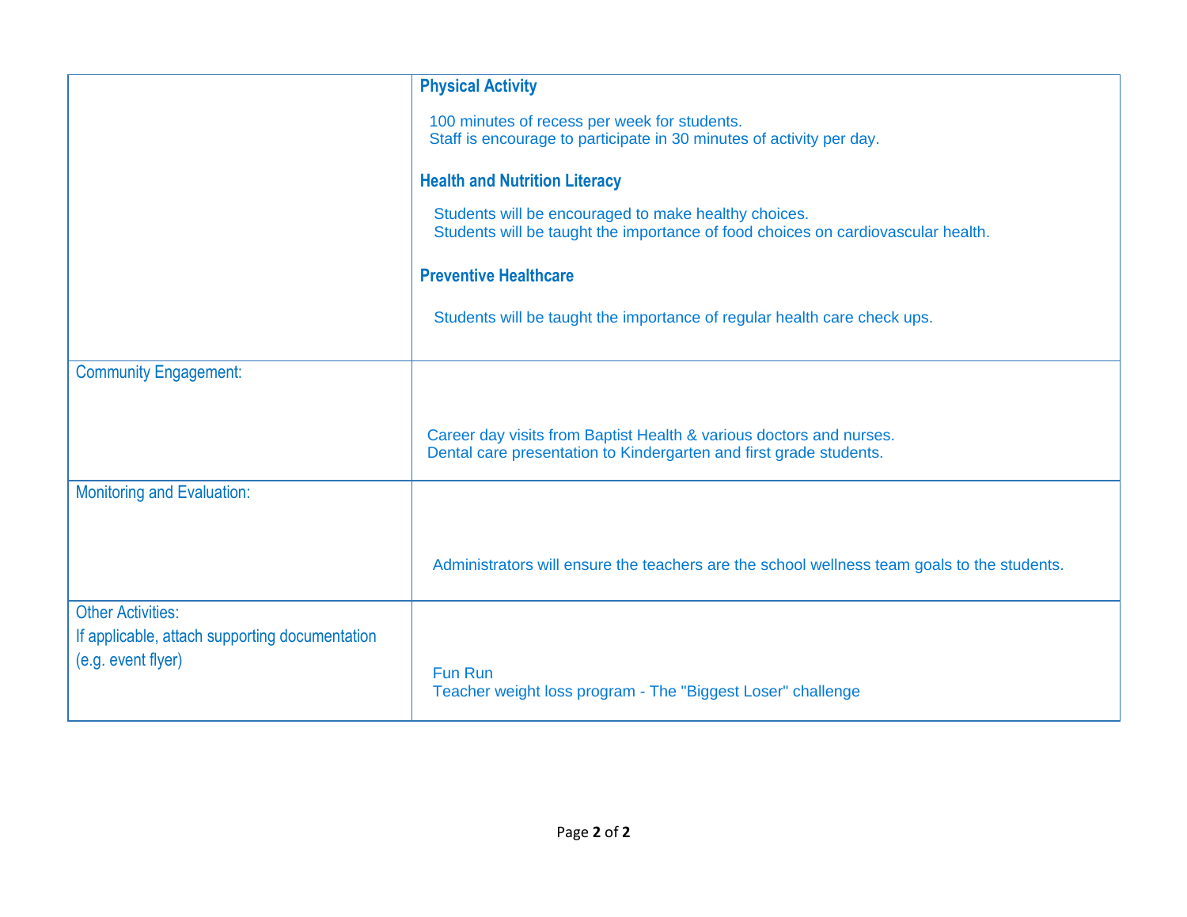| | |
|---|---|
| | **Physical Activity**<br><br>100 minutes of recess per week for students.<br>Staff is encourage to participate in 30 minutes of activity per day.<br><br>**Health and Nutrition Literacy**<br><br>Students will be encouraged to make healthy choices.<br>Students will be taught the importance of food choices on cardiovascular health.<br><br>**Preventive Healthcare**<br><br>Students will be taught the importance of regular health care check ups. |
| Community Engagement: | Career day visits from Baptist Health & various doctors and nurses.<br>Dental care presentation to Kindergarten and first grade students. |
| Monitoring and Evaluation: | Administrators will ensure the teachers are the school wellness team goals to the students. |
| Other Activities:<br>If applicable, attach supporting documentation (e.g. event flyer) | Fun Run<br>Teacher weight loss program - The "Biggest Loser" challenge |